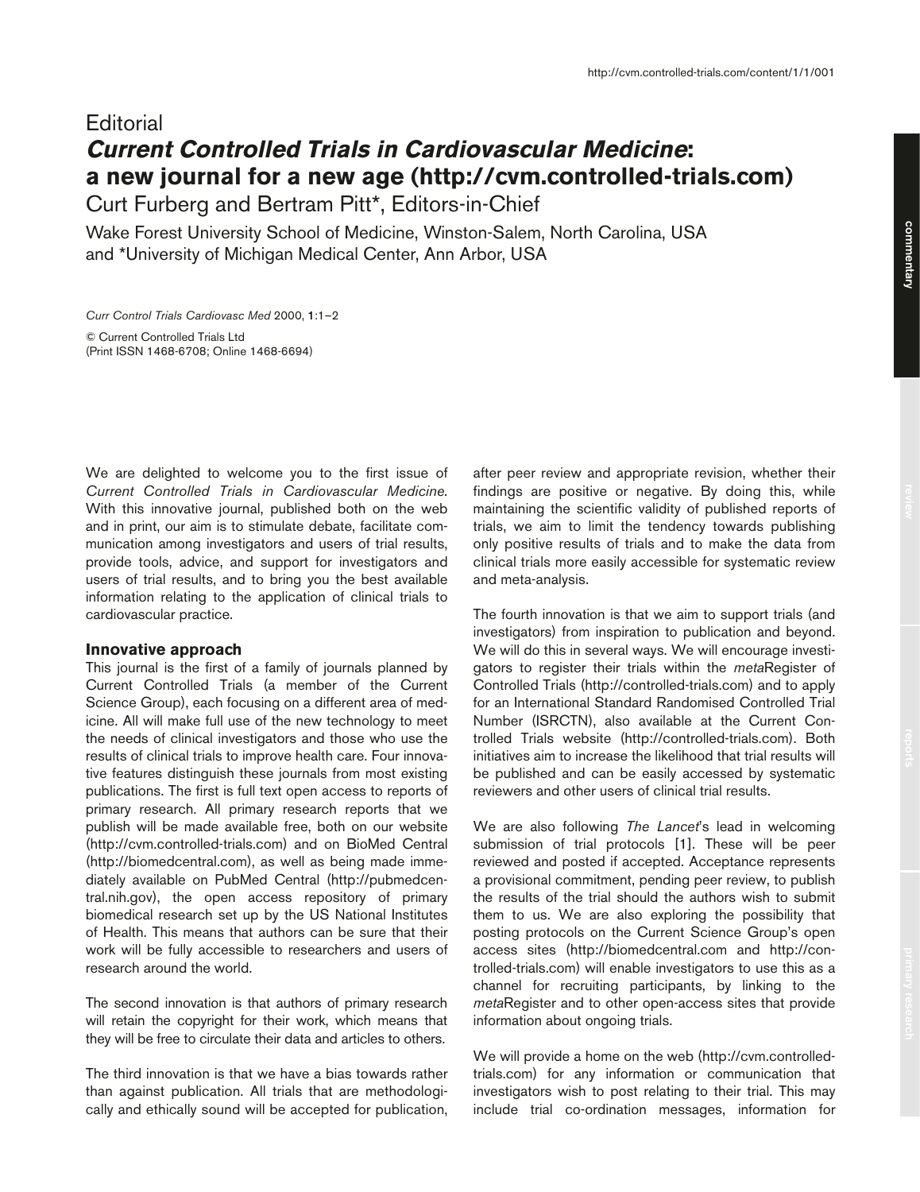Editorial

# *Current Controlled Trials in Cardiovascular Medicine*: a new journal for a new age (http://cvm.controlled-trials.com)

Curt Furberg and Bertram Pitt*, Editors-in-Chief

Wake Forest University School of Medicine, Winston-Salem, North Carolina, USA and *University of Michigan Medical Center, Ann Arbor, USA

*Curr Control Trials Cardiovasc Med* 2000, **1**:1–2

© Current Controlled Trials Ltd
(Print ISSN 1468-6708; Online 1468-6694)

We are delighted to welcome you to the first issue of *Current Controlled Trials in Cardiovascular Medicine.* With this innovative journal, published both on the web and in print, our aim is to stimulate debate, facilitate communication among investigators and users of trial results, provide tools, advice, and support for investigators and users of trial results, and to bring you the best available information relating to the application of clinical trials to cardiovascular practice.

## Innovative approach

This journal is the first of a family of journals planned by Current Controlled Trials (a member of the Current Science Group), each focusing on a different area of medicine. All will make full use of the new technology to meet the needs of clinical investigators and those who use the results of clinical trials to improve health care. Four innovative features distinguish these journals from most existing publications. The first is full text open access to reports of primary research. All primary research reports that we publish will be made available free, both on our website (http://cvm.controlled-trials.com) and on BioMed Central (http://biomedcentral.com), as well as being made immediately available on PubMed Central (http://pubmedcentral.nih.gov), the open access repository of primary biomedical research set up by the US National Institutes of Health. This means that authors can be sure that their work will be fully accessible to researchers and users of research around the world.

The second innovation is that authors of primary research will retain the copyright for their work, which means that they will be free to circulate their data and articles to others.

The third innovation is that we have a bias towards rather than against publication. All trials that are methodologically and ethically sound will be accepted for publication, after peer review and appropriate revision, whether their findings are positive or negative. By doing this, while maintaining the scientific validity of published reports of trials, we aim to limit the tendency towards publishing only positive results of trials and to make the data from clinical trials more easily accessible for systematic review and meta-analysis.

The fourth innovation is that we aim to support trials (and investigators) from inspiration to publication and beyond. We will do this in several ways. We will encourage investigators to register their trials within the *meta*Register of Controlled Trials (http://controlled-trials.com) and to apply for an International Standard Randomised Controlled Trial Number (ISRCTN), also available at the Current Controlled Trials website (http://controlled-trials.com). Both initiatives aim to increase the likelihood that trial results will be published and can be easily accessed by systematic reviewers and other users of clinical trial results.

We are also following *The Lancet*'s lead in welcoming submission of trial protocols [1]. These will be peer reviewed and posted if accepted. Acceptance represents a provisional commitment, pending peer review, to publish the results of the trial should the authors wish to submit them to us. We are also exploring the possibility that posting protocols on the Current Science Group's open access sites (http://biomedcentral.com and http://controlled-trials.com) will enable investigators to use this as a channel for recruiting participants, by linking to the *meta*Register and to other open-access sites that provide information about ongoing trials.

We will provide a home on the web (http://cvm.controlled-trials.com) for any information or communication that investigators wish to post relating to their trial. This may include trial co-ordination messages, information for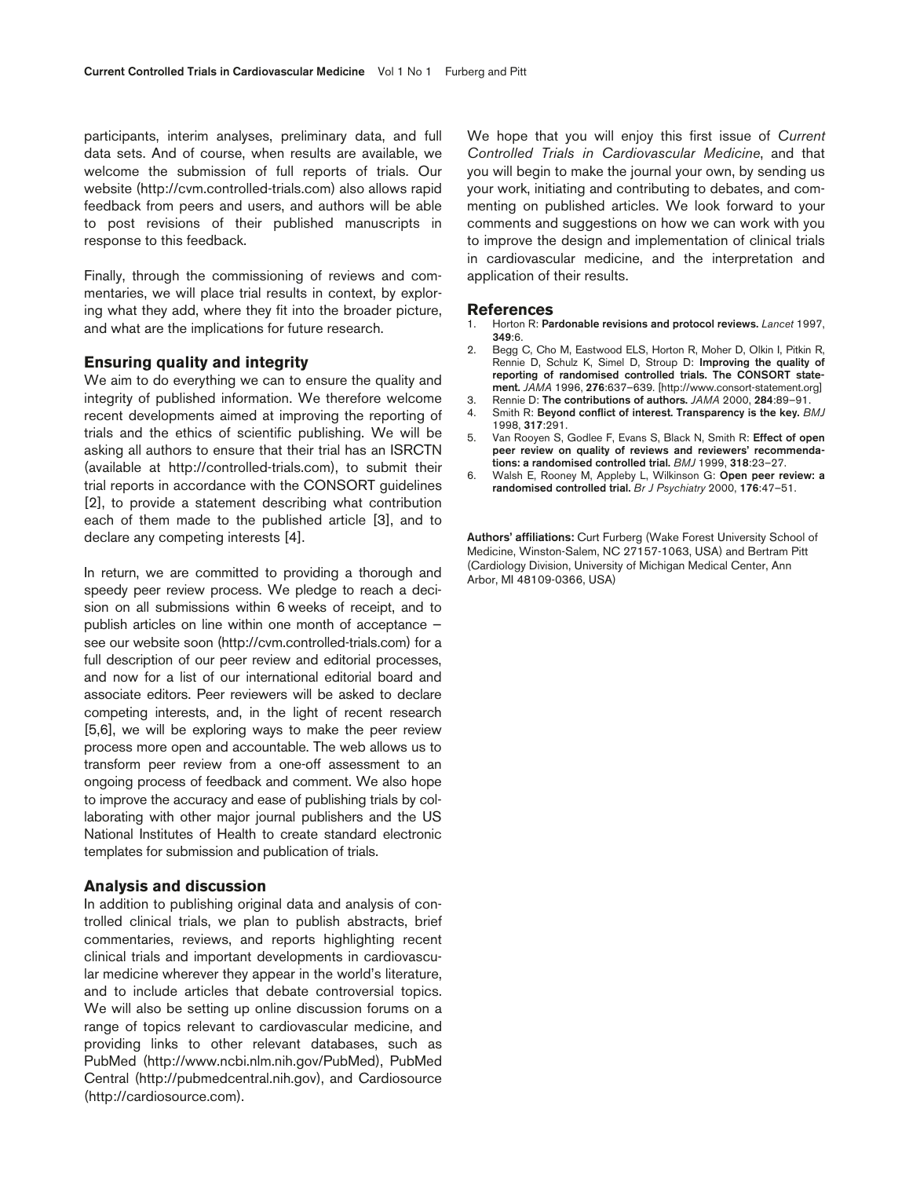participants, interim analyses, preliminary data, and full data sets. And of course, when results are available, we welcome the submission of full reports of trials. Our website (http://cvm.controlled-trials.com) also allows rapid feedback from peers and users, and authors will be able to post revisions of their published manuscripts in response to this feedback.

Finally, through the commissioning of reviews and commentaries, we will place trial results in context, by exploring what they add, where they fit into the broader picture, and what are the implications for future research.

## Ensuring quality and integrity

We aim to do everything we can to ensure the quality and integrity of published information. We therefore welcome recent developments aimed at improving the reporting of trials and the ethics of scientific publishing. We will be asking all authors to ensure that their trial has an ISRCTN (available at http://controlled-trials.com), to submit their trial reports in accordance with the CONSORT guidelines [2], to provide a statement describing what contribution each of them made to the published article [3], and to declare any competing interests [4].

In return, we are committed to providing a thorough and speedy peer review process. We pledge to reach a decision on all submissions within 6 weeks of receipt, and to publish articles on line within one month of acceptance – see our website soon (http://cvm.controlled-trials.com) for a full description of our peer review and editorial processes, and now for a list of our international editorial board and associate editors. Peer reviewers will be asked to declare competing interests, and, in the light of recent research [5,6], we will be exploring ways to make the peer review process more open and accountable. The web allows us to transform peer review from a one-off assessment to an ongoing process of feedback and comment. We also hope to improve the accuracy and ease of publishing trials by collaborating with other major journal publishers and the US National Institutes of Health to create standard electronic templates for submission and publication of trials.

## Analysis and discussion

In addition to publishing original data and analysis of controlled clinical trials, we plan to publish abstracts, brief commentaries, reviews, and reports highlighting recent clinical trials and important developments in cardiovascular medicine wherever they appear in the world's literature, and to include articles that debate controversial topics. We will also be setting up online discussion forums on a range of topics relevant to cardiovascular medicine, and providing links to other relevant databases, such as PubMed (http://www.ncbi.nlm.nih.gov/PubMed), PubMed Central (http://pubmedcentral.nih.gov), and Cardiosource (http://cardiosource.com).

We hope that you will enjoy this first issue of *Current Controlled Trials in Cardiovascular Medicine*, and that you will begin to make the journal your own, by sending us your work, initiating and contributing to debates, and commenting on published articles. We look forward to your comments and suggestions on how we can work with you to improve the design and implementation of clinical trials in cardiovascular medicine, and the interpretation and application of their results.

## References

1. Horton R: **Pardonable revisions and protocol reviews.** *Lancet* 1997, **349**:6.
2. Begg C, Cho M, Eastwood ELS, Horton R, Moher D, Olkin I, Pitkin R, Rennie D, Schulz K, Simel D, Stroup D: **Improving the quality of reporting of randomised controlled trials. The CONSORT statement.** *JAMA* 1996, **276**:637–639. [http://www.consort-statement.org]
3. Rennie D: **The contributions of authors.** *JAMA* 2000, **284**:89–91.
4. Smith R: **Beyond conflict of interest. Transparency is the key.** *BMJ* 1998, **317**:291.
5. Van Rooyen S, Godlee F, Evans S, Black N, Smith R: **Effect of open peer review on quality of reviews and reviewers' recommendations: a randomised controlled trial.** *BMJ* 1999, **318**:23–27.
6. Walsh E, Rooney M, Appleby L, Wilkinson G: **Open peer review: a randomised controlled trial.** *Br J Psychiatry* 2000, **176**:47–51.

**Authors' affiliations:** Curt Furberg (Wake Forest University School of Medicine, Winston-Salem, NC 27157-1063, USA) and Bertram Pitt (Cardiology Division, University of Michigan Medical Center, Ann Arbor, MI 48109-0366, USA)